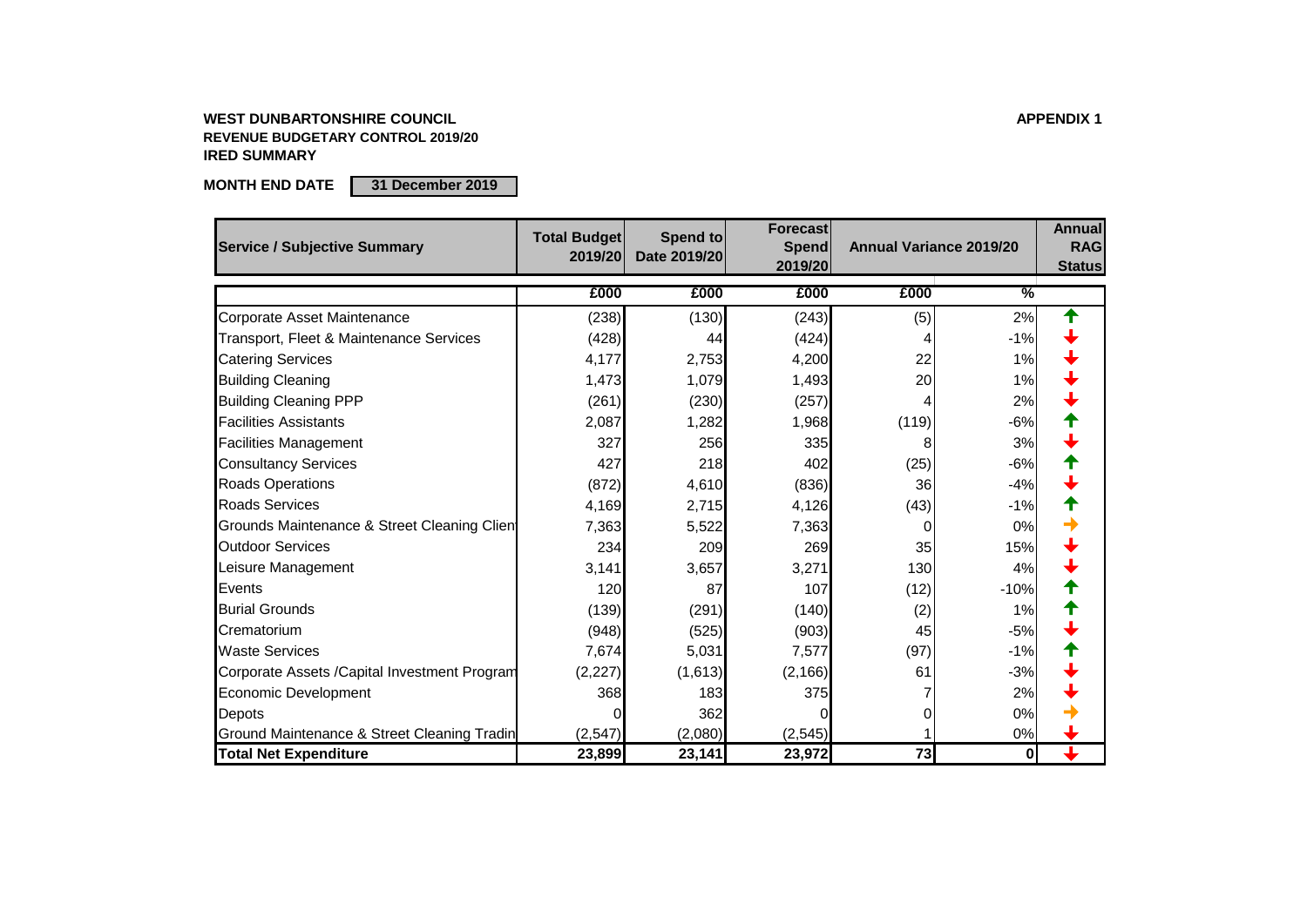**WEST DUNBARTONSHIRE COUNCIL**

**APPENDIX 1**

**REVENUE BUDGETARY CONTROL 2019/20**

**IRED SUMMARY**

**MONTH END DATE** **31 December 2019**

| Service / Subjective Summary | Total Budget 2019/20 | Spend to Date 2019/20 | Forecast Spend 2019/20 | Annual Variance 2019/20 | | Annual RAG Status |
|---|---|---|---|---|---|---|
| | £000 | £000 | £000 | £000 | % | |
| Corporate Asset Maintenance | (238) | (130) | (243) | (5) | 2% | ↑ |
| Transport, Fleet & Maintenance Services | (428) | 44 | (424) | 4 | -1% | ↓ |
| Catering Services | 4,177 | 2,753 | 4,200 | 22 | 1% | ↓ |
| Building Cleaning | 1,473 | 1,079 | 1,493 | 20 | 1% | ↓ |
| Building Cleaning PPP | (261) | (230) | (257) | 4 | 2% | ↓ |
| Facilities Assistants | 2,087 | 1,282 | 1,968 | (119) | -6% | ↑ |
| Facilities Management | 327 | 256 | 335 | 8 | 3% | ↓ |
| Consultancy Services | 427 | 218 | 402 | (25) | -6% | ↑ |
| Roads Operations | (872) | 4,610 | (836) | 36 | -4% | ↓ |
| Roads Services | 4,169 | 2,715 | 4,126 | (43) | -1% | ↑ |
| Grounds Maintenance & Street Cleaning Clien | 7,363 | 5,522 | 7,363 | 0 | 0% | → |
| Outdoor Services | 234 | 209 | 269 | 35 | 15% | ↓ |
| Leisure Management | 3,141 | 3,657 | 3,271 | 130 | 4% | ↓ |
| Events | 120 | 87 | 107 | (12) | -10% | ↑ |
| Burial Grounds | (139) | (291) | (140) | (2) | 1% | ↑ |
| Crematorium | (948) | (525) | (903) | 45 | -5% | ↓ |
| Waste Services | 7,674 | 5,031 | 7,577 | (97) | -1% | ↑ |
| Corporate Assets /Capital Investment Program | (2,227) | (1,613) | (2,166) | 61 | -3% | ↓ |
| Economic Development | 368 | 183 | 375 | 7 | 2% | ↓ |
| Depots | 0 | 362 | 0 | 0 | 0% | → |
| Ground Maintenance & Street Cleaning Tradin | (2,547) | (2,080) | (2,545) | 1 | 0% | ↓ |
| **Total Net Expenditure** | **23,899** | **23,141** | **23,972** | **73** | **0** | ↓ |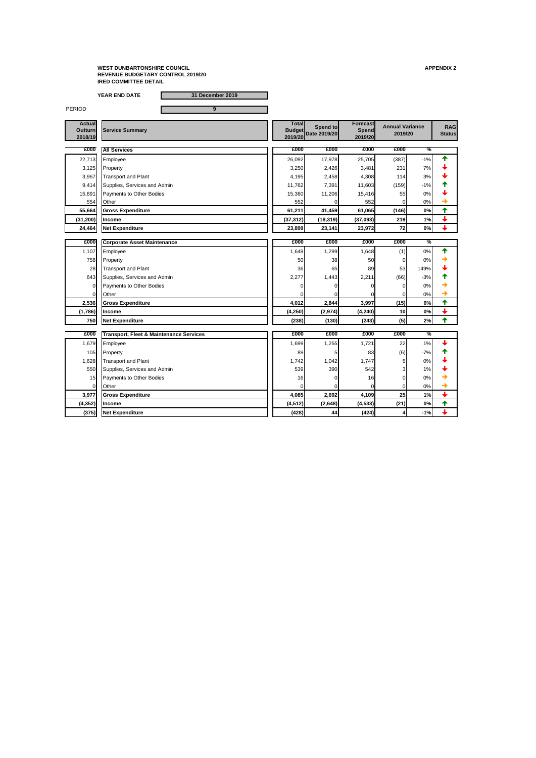**WEST DUNBARTONSHIRE COUNCIL**
**REVENUE BUDGETARY CONTROL 2019/20**
**IRED COMMITTEE DETAIL**

**APPENDIX 2**

**YEAR END DATE** 31 December 2019

PERIOD 9

| Actual Outturn 2018/19 | Service Summary | Total Budget 2019/20 | Spend to Date 2019/20 | Forecast Spend 2019/20 | Annual Variance 2019/20 | | RAG Status |
|---|---|---|---|---|---|---|---|
| **£000** | **All Services** | **£000** | **£000** | **£000** | **£000** | **%** | |
| 22,713 | Employee | 26,092 | 17,978 | 25,705 | (387) | -1% | ↑ |
| 3,125 | Property | 3,250 | 2,426 | 3,481 | 231 | 7% | ↓ |
| 3,967 | Transport and Plant | 4,195 | 2,458 | 4,308 | 114 | 3% | ↓ |
| 9,414 | Supplies, Services and Admin | 11,762 | 7,391 | 11,603 | (159) | -1% | ↑ |
| 15,891 | Payments to Other Bodies | 15,360 | 11,206 | 15,416 | 55 | 0% | ↓ |
| 554 | Other | 552 | 0 | 552 | 0 | 0% | → |
| **55,664** | **Gross Expenditure** | **61,211** | **41,459** | **61,065** | **(146)** | **0%** | ↑ |
| **(31,200)** | **Income** | **(37,312)** | **(18,319)** | **(37,093)** | **219** | **1%** | ↓ |
| **24,464** | **Net Expenditure** | **23,899** | **23,141** | **23,972** | **72** | **0%** | ↓ |
| **£000** | **Corporate Asset Maintenance** | **£000** | **£000** | **£000** | **£000** | **%** | |
| 1,107 | Employee | 1,649 | 1,299 | 1,648 | (1) | 0% | ↑ |
| 758 | Property | 50 | 38 | 50 | 0 | 0% | → |
| 28 | Transport and Plant | 36 | 65 | 89 | 53 | 149% | ↓ |
| 643 | Supplies, Services and Admin | 2,277 | 1,443 | 2,211 | (66) | -3% | ↑ |
| 0 | Payments to Other Bodies | 0 | 0 | 0 | 0 | 0% | → |
| 0 | Other | 0 | 0 | 0 | 0 | 0% | → |
| **2,536** | **Gross Expenditure** | **4,012** | **2,844** | **3,997** | **(15)** | **0%** | ↑ |
| **(1,786)** | **Income** | **(4,250)** | **(2,974)** | **(4,240)** | **10** | **0%** | ↓ |
| **750** | **Net Expenditure** | **(238)** | **(130)** | **(243)** | **(5)** | **2%** | ↑ |
| **£000** | **Transport, Fleet & Maintenance Services** | **£000** | **£000** | **£000** | **£000** | **%** | |
| 1,679 | Employee | 1,699 | 1,255 | 1,721 | 22 | 1% | ↓ |
| 105 | Property | 89 | 5 | 83 | (6) | -7% | ↑ |
| 1,628 | Transport and Plant | 1,742 | 1,042 | 1,747 | 5 | 0% | ↓ |
| 550 | Supplies, Services and Admin | 539 | 390 | 542 | 3 | 1% | ↓ |
| 15 | Payments to Other Bodies | 16 | 0 | 16 | 0 | 0% | → |
| 0 | Other | 0 | 0 | 0 | 0 | 0% | → |
| **3,977** | **Gross Expenditure** | **4,085** | **2,692** | **4,109** | **25** | **1%** | ↓ |
| **(4,352)** | **Income** | **(4,512)** | **(2,648)** | **(4,533)** | **(21)** | **0%** | ↑ |
| **(375)** | **Net Expenditure** | **(428)** | **44** | **(424)** | **4** | **-1%** | ↓ |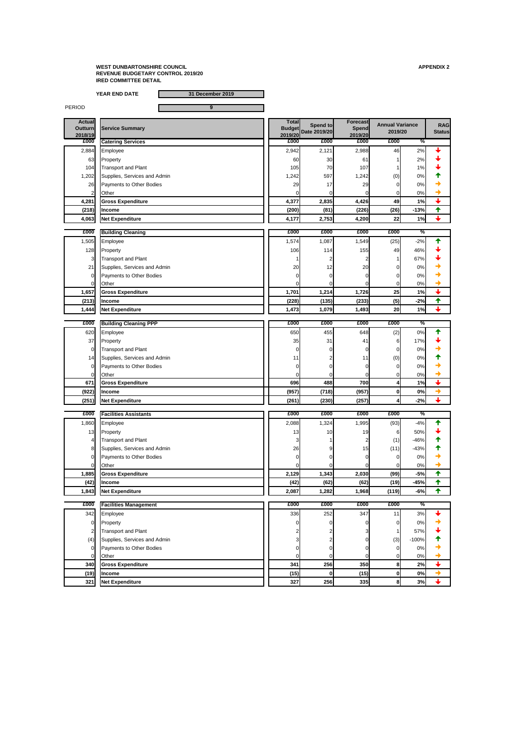**WEST DUNBARTONSHIRE COUNCIL**
**REVENUE BUDGETARY CONTROL 2019/20**
**IRED COMMITTEE DETAIL**

**APPENDIX 2**

**YEAR END DATE** 31 December 2019

PERIOD 9

| Actual Outturn 2018/19 | Service Summary | Total Budget 2019/20 | Spend to Date 2019/20 | Forecast Spend 2019/20 | Annual Variance 2019/20 | | RAG Status |
|---|---|---|---|---|---|---|---|
| £000 | **Catering Services** | £000 | £000 | £000 | £000 | % | |
| 2,884 | Employee | 2,942 | 2,121 | 2,988 | 46 | 2% | ↓ |
| 63 | Property | 60 | 30 | 61 | 1 | 2% | ↓ |
| 104 | Transport and Plant | 105 | 70 | 107 | 1 | 1% | ↓ |
| 1,202 | Supplies, Services and Admin | 1,242 | 597 | 1,242 | (0) | 0% | ↑ |
| 26 | Payments to Other Bodies | 29 | 17 | 29 | 0 | 0% | → |
| 2 | Other | 0 | 0 | 0 | 0 | 0% | → |
| **4,281** | **Gross Expenditure** | **4,377** | **2,835** | **4,426** | **49** | **1%** | ↓ |
| **(218)** | **Income** | **(200)** | **(81)** | **(226)** | **(26)** | **-13%** | ↑ |
| **4,063** | **Net Expenditure** | **4,177** | **2,753** | **4,200** | **22** | **1%** | ↓ |
| £000 | **Building Cleaning** | £000 | £000 | £000 | £000 | % | |
| 1,505 | Employee | 1,574 | 1,087 | 1,549 | (25) | -2% | ↑ |
| 128 | Property | 106 | 114 | 155 | 49 | 46% | ↓ |
| 3 | Transport and Plant | 1 | 2 | 2 | 1 | 67% | ↓ |
| 21 | Supplies, Services and Admin | 20 | 12 | 20 | 0 | 0% | → |
| 0 | Payments to Other Bodies | 0 | 0 | 0 | 0 | 0% | → |
| 0 | Other | 0 | 0 | 0 | 0 | 0% | → |
| **1,657** | **Gross Expenditure** | **1,701** | **1,214** | **1,726** | **25** | **1%** | ↓ |
| **(213)** | **Income** | **(228)** | **(135)** | **(233)** | **(5)** | **-2%** | ↑ |
| **1,444** | **Net Expenditure** | **1,473** | **1,079** | **1,493** | **20** | **1%** | ↓ |
| £000 | **Building Cleaning PPP** | £000 | £000 | £000 | £000 | % | |
| 620 | Employee | 650 | 455 | 648 | (2) | 0% | ↑ |
| 37 | Property | 35 | 31 | 41 | 6 | 17% | ↓ |
| 0 | Transport and Plant | 0 | 0 | 0 | 0 | 0% | → |
| 14 | Supplies, Services and Admin | 11 | 2 | 11 | (0) | 0% | ↑ |
| 0 | Payments to Other Bodies | 0 | 0 | 0 | 0 | 0% | → |
| 0 | Other | 0 | 0 | 0 | 0 | 0% | → |
| **671** | **Gross Expenditure** | **696** | **488** | **700** | **4** | **1%** | ↓ |
| **(922)** | **Income** | **(957)** | **(718)** | **(957)** | **0** | **0%** | → |
| **(251)** | **Net Expenditure** | **(261)** | **(230)** | **(257)** | **4** | **-2%** | ↓ |
| £000 | **Facilities Assistants** | £000 | £000 | £000 | £000 | % | |
| 1,860 | Employee | 2,088 | 1,324 | 1,995 | (93) | -4% | ↑ |
| 13 | Property | 13 | 10 | 19 | 6 | 50% | ↓ |
| 4 | Transport and Plant | 3 | 1 | 2 | (1) | -46% | ↑ |
| 8 | Supplies, Services and Admin | 26 | 9 | 15 | (11) | -43% | ↑ |
| 0 | Payments to Other Bodies | 0 | 0 | 0 | 0 | 0% | → |
| 0 | Other | 0 | 0 | 0 | 0 | 0% | → |
| **1,885** | **Gross Expenditure** | **2,129** | **1,343** | **2,030** | **(99)** | **-5%** | ↑ |
| **(42)** | **Income** | **(42)** | **(62)** | **(62)** | **(19)** | **-45%** | ↑ |
| **1,843** | **Net Expenditure** | **2,087** | **1,282** | **1,968** | **(119)** | **-6%** | ↑ |
| £000 | **Facilities Management** | £000 | £000 | £000 | £000 | % | |
| 342 | Employee | 336 | 252 | 347 | 11 | 3% | ↓ |
| 0 | Property | 0 | 0 | 0 | 0 | 0% | → |
| 2 | Transport and Plant | 2 | 2 | 3 | 1 | 57% | ↓ |
| (4) | Supplies, Services and Admin | 3 | 2 | 0 | (3) | -100% | ↑ |
| 0 | Payments to Other Bodies | 0 | 0 | 0 | 0 | 0% | → |
| 0 | Other | 0 | 0 | 0 | 0 | 0% | → |
| **340** | **Gross Expenditure** | **341** | **256** | **350** | **8** | **2%** | ↓ |
| **(19)** | **Income** | **(15)** | **0** | **(15)** | **0** | **0%** | → |
| **321** | **Net Expenditure** | **327** | **256** | **335** | **8** | **3%** | ↓ |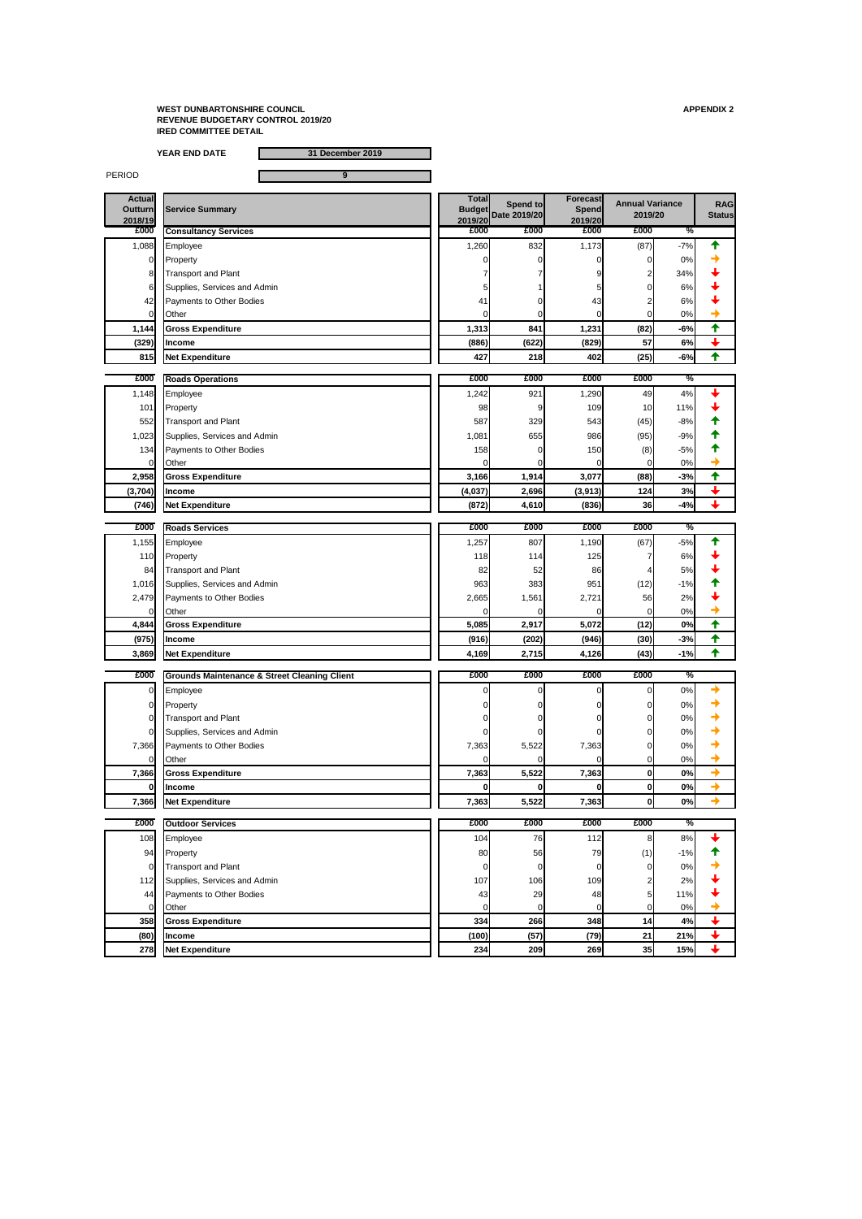**WEST DUNBARTONSHIRE COUNCIL**
**REVENUE BUDGETARY CONTROL 2019/20**
**IRED COMMITTEE DETAIL**

**APPENDIX 2**

**YEAR END DATE** | **31 December 2019**

PERIOD | **9**

| Actual Outturn 2018/19 | Service Summary | Total Budget 2019/20 | Spend to Date 2019/20 | Forecast Spend 2019/20 | Annual Variance 2019/20 | | RAG Status |
|---|---|---|---|---|---|---|---|
| £000 | **Consultancy Services** | £000 | £000 | £000 | £000 | % | |
| 1,088 | Employee | 1,260 | 832 | 1,173 | (87) | -7% | ↑ |
| 0 | Property | 0 | 0 | 0 | 0 | 0% | → |
| 8 | Transport and Plant | 7 | 7 | 9 | 2 | 34% | ↓ |
| 6 | Supplies, Services and Admin | 5 | 1 | 5 | 0 | 6% | ↓ |
| 42 | Payments to Other Bodies | 41 | 0 | 43 | 2 | 6% | ↓ |
| 0 | Other | 0 | 0 | 0 | 0 | 0% | → |
| **1,144** | **Gross Expenditure** | **1,313** | **841** | **1,231** | **(82)** | **-6%** | ↑ |
| **(329)** | **Income** | **(886)** | **(622)** | **(829)** | **57** | **6%** | ↓ |
| **815** | **Net Expenditure** | **427** | **218** | **402** | **(25)** | **-6%** | ↑ |
| £000 | **Roads Operations** | £000 | £000 | £000 | £000 | % | |
| 1,148 | Employee | 1,242 | 921 | 1,290 | 49 | 4% | ↓ |
| 101 | Property | 98 | 9 | 109 | 10 | 11% | ↓ |
| 552 | Transport and Plant | 587 | 329 | 543 | (45) | -8% | ↑ |
| 1,023 | Supplies, Services and Admin | 1,081 | 655 | 986 | (95) | -9% | ↑ |
| 134 | Payments to Other Bodies | 158 | 0 | 150 | (8) | -5% | ↑ |
| 0 | Other | 0 | 0 | 0 | 0 | 0% | → |
| **2,958** | **Gross Expenditure** | **3,166** | **1,914** | **3,077** | **(88)** | **-3%** | ↑ |
| **(3,704)** | **Income** | **(4,037)** | **2,696** | **(3,913)** | **124** | **3%** | ↓ |
| **(746)** | **Net Expenditure** | **(872)** | **4,610** | **(836)** | **36** | **-4%** | ↓ |
| £000 | **Roads Services** | £000 | £000 | £000 | £000 | % | |
| 1,155 | Employee | 1,257 | 807 | 1,190 | (67) | -5% | ↑ |
| 110 | Property | 118 | 114 | 125 | 7 | 6% | ↓ |
| 84 | Transport and Plant | 82 | 52 | 86 | 4 | 5% | ↓ |
| 1,016 | Supplies, Services and Admin | 963 | 383 | 951 | (12) | -1% | ↑ |
| 2,479 | Payments to Other Bodies | 2,665 | 1,561 | 2,721 | 56 | 2% | ↓ |
| 0 | Other | 0 | 0 | 0 | 0 | 0% | → |
| **4,844** | **Gross Expenditure** | **5,085** | **2,917** | **5,072** | **(12)** | **0%** | ↑ |
| **(975)** | **Income** | **(916)** | **(202)** | **(946)** | **(30)** | **-3%** | ↑ |
| **3,869** | **Net Expenditure** | **4,169** | **2,715** | **4,126** | **(43)** | **-1%** | ↑ |
| £000 | **Grounds Maintenance & Street Cleaning Client** | £000 | £000 | £000 | £000 | % | |
| 0 | Employee | 0 | 0 | 0 | 0 | 0% | → |
| 0 | Property | 0 | 0 | 0 | 0 | 0% | → |
| 0 | Transport and Plant | 0 | 0 | 0 | 0 | 0% | → |
| 0 | Supplies, Services and Admin | 0 | 0 | 0 | 0 | 0% | → |
| 7,366 | Payments to Other Bodies | 7,363 | 5,522 | 7,363 | 0 | 0% | → |
| 0 | Other | 0 | 0 | 0 | 0 | 0% | → |
| **7,366** | **Gross Expenditure** | **7,363** | **5,522** | **7,363** | **0** | **0%** | → |
| **0** | **Income** | **0** | **0** | **0** | **0** | **0%** | → |
| **7,366** | **Net Expenditure** | **7,363** | **5,522** | **7,363** | **0** | **0%** | → |
| £000 | **Outdoor Services** | £000 | £000 | £000 | £000 | % | |
| 108 | Employee | 104 | 76 | 112 | 8 | 8% | ↓ |
| 94 | Property | 80 | 56 | 79 | (1) | -1% | ↑ |
| 0 | Transport and Plant | 0 | 0 | 0 | 0 | 0% | → |
| 112 | Supplies, Services and Admin | 107 | 106 | 109 | 2 | 2% | ↓ |
| 44 | Payments to Other Bodies | 43 | 29 | 48 | 5 | 11% | ↓ |
| 0 | Other | 0 | 0 | 0 | 0 | 0% | → |
| **358** | **Gross Expenditure** | **334** | **266** | **348** | **14** | **4%** | ↓ |
| **(80)** | **Income** | **(100)** | **(57)** | **(79)** | **21** | **21%** | ↓ |
| **278** | **Net Expenditure** | **234** | **209** | **269** | **35** | **15%** | ↓ |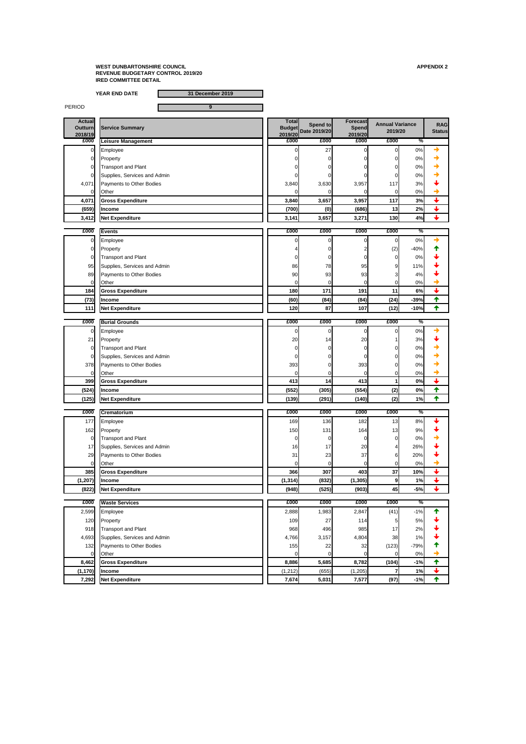**WEST DUNBARTONSHIRE COUNCIL**
**REVENUE BUDGETARY CONTROL 2019/20**
**IRED COMMITTEE DETAIL**

**APPENDIX 2**

**YEAR END DATE** 31 December 2019

PERIOD 9

| Actual Outturn 2018/19 | Service Summary | Total Budget 2019/20 | Spend to Date 2019/20 | Forecast Spend 2019/20 | Annual Variance 2019/20 | | RAG Status |
|---|---|---|---|---|---|---|---|
| £000 | **Leisure Management** | £000 | £000 | £000 | £000 | % | |
| 0 | Employee | 0 | 27 | 0 | 0 | 0% | → |
| 0 | Property | 0 | 0 | 0 | 0 | 0% | → |
| 0 | Transport and Plant | 0 | 0 | 0 | 0 | 0% | → |
| 0 | Supplies, Services and Admin | 0 | 0 | 0 | 0 | 0% | → |
| 4,071 | Payments to Other Bodies | 3,840 | 3,630 | 3,957 | 117 | 3% | ↓ |
| 0 | Other | 0 | 0 | 0 | 0 | 0% | → |
| **4,071** | **Gross Expenditure** | **3,840** | **3,657** | **3,957** | **117** | **3%** | ↓ |
| **(659)** | **Income** | **(700)** | **(0)** | **(686)** | **13** | **2%** | ↓ |
| **3,412** | **Net Expenditure** | **3,141** | **3,657** | **3,271** | **130** | **4%** | ↓ |
| £000 | **Events** | £000 | £000 | £000 | £000 | % | |
| 0 | Employee | 0 | 0 | 0 | 0 | 0% | → |
| 0 | Property | 4 | 0 | 2 | (2) | -40% | ↑ |
| 0 | Transport and Plant | 0 | 0 | 0 | 0 | 0% | ↓ |
| 95 | Supplies, Services and Admin | 86 | 78 | 95 | 9 | 11% | ↓ |
| 89 | Payments to Other Bodies | 90 | 93 | 93 | 3 | 4% | ↓ |
| 0 | Other | 0 | 0 | 0 | 0 | 0% | → |
| **184** | **Gross Expenditure** | **180** | **171** | **191** | **11** | **6%** | ↓ |
| **(73)** | **Income** | **(60)** | **(84)** | **(84)** | **(24)** | **-39%** | ↑ |
| **111** | **Net Expenditure** | **120** | **87** | **107** | **(12)** | **-10%** | ↑ |
| £000 | **Burial Grounds** | £000 | £000 | £000 | £000 | % | |
| 0 | Employee | 0 | 0 | 0 | 0 | 0% | → |
| 21 | Property | 20 | 14 | 20 | 1 | 3% | ↓ |
| 0 | Transport and Plant | 0 | 0 | 0 | 0 | 0% | → |
| 0 | Supplies, Services and Admin | 0 | 0 | 0 | 0 | 0% | → |
| 378 | Payments to Other Bodies | 393 | 0 | 393 | 0 | 0% | → |
| 0 | Other | 0 | 0 | 0 | 0 | 0% | → |
| **399** | **Gross Expenditure** | **413** | **14** | **413** | **1** | **0%** | ↓ |
| **(524)** | **Income** | **(552)** | **(305)** | **(554)** | **(2)** | **0%** | ↑ |
| **(125)** | **Net Expenditure** | **(139)** | **(291)** | **(140)** | **(2)** | **1%** | ↑ |
| £000 | **Crematorium** | £000 | £000 | £000 | £000 | % | |
| 177 | Employee | 169 | 136 | 182 | 13 | 8% | ↓ |
| 162 | Property | 150 | 131 | 164 | 13 | 9% | ↓ |
| 0 | Transport and Plant | 0 | 0 | 0 | 0 | 0% | → |
| 17 | Supplies, Services and Admin | 16 | 17 | 20 | 4 | 26% | ↓ |
| 29 | Payments to Other Bodies | 31 | 23 | 37 | 6 | 20% | ↓ |
| 0 | Other | 0 | 0 | 0 | 0 | 0% | → |
| **385** | **Gross Expenditure** | **366** | **307** | **403** | **37** | **10%** | ↓ |
| **(1,207)** | **Income** | **(1,314)** | **(832)** | **(1,305)** | **9** | **1%** | ↓ |
| **(822)** | **Net Expenditure** | **(948)** | **(525)** | **(903)** | **45** | **-5%** | ↓ |
| £000 | **Waste Services** | £000 | £000 | £000 | £000 | % | |
| 2,599 | Employee | 2,888 | 1,983 | 2,847 | (41) | -1% | ↑ |
| 120 | Property | 109 | 27 | 114 | 5 | 5% | ↓ |
| 918 | Transport and Plant | 968 | 496 | 985 | 17 | 2% | ↓ |
| 4,693 | Supplies, Services and Admin | 4,766 | 3,157 | 4,804 | 38 | 1% | ↓ |
| 132 | Payments to Other Bodies | 155 | 22 | 32 | (123) | -79% | ↑ |
| 0 | Other | 0 | 0 | 0 | 0 | 0% | → |
| **8,462** | **Gross Expenditure** | **8,886** | **5,685** | **8,782** | **(104)** | **-1%** | ↑ |
| **(1,170)** | **Income** | (1,212) | (655) | (1,205) | **7** | **1%** | ↓ |
| **7,292** | **Net Expenditure** | **7,674** | **5,031** | **7,577** | **(97)** | **-1%** | ↑ |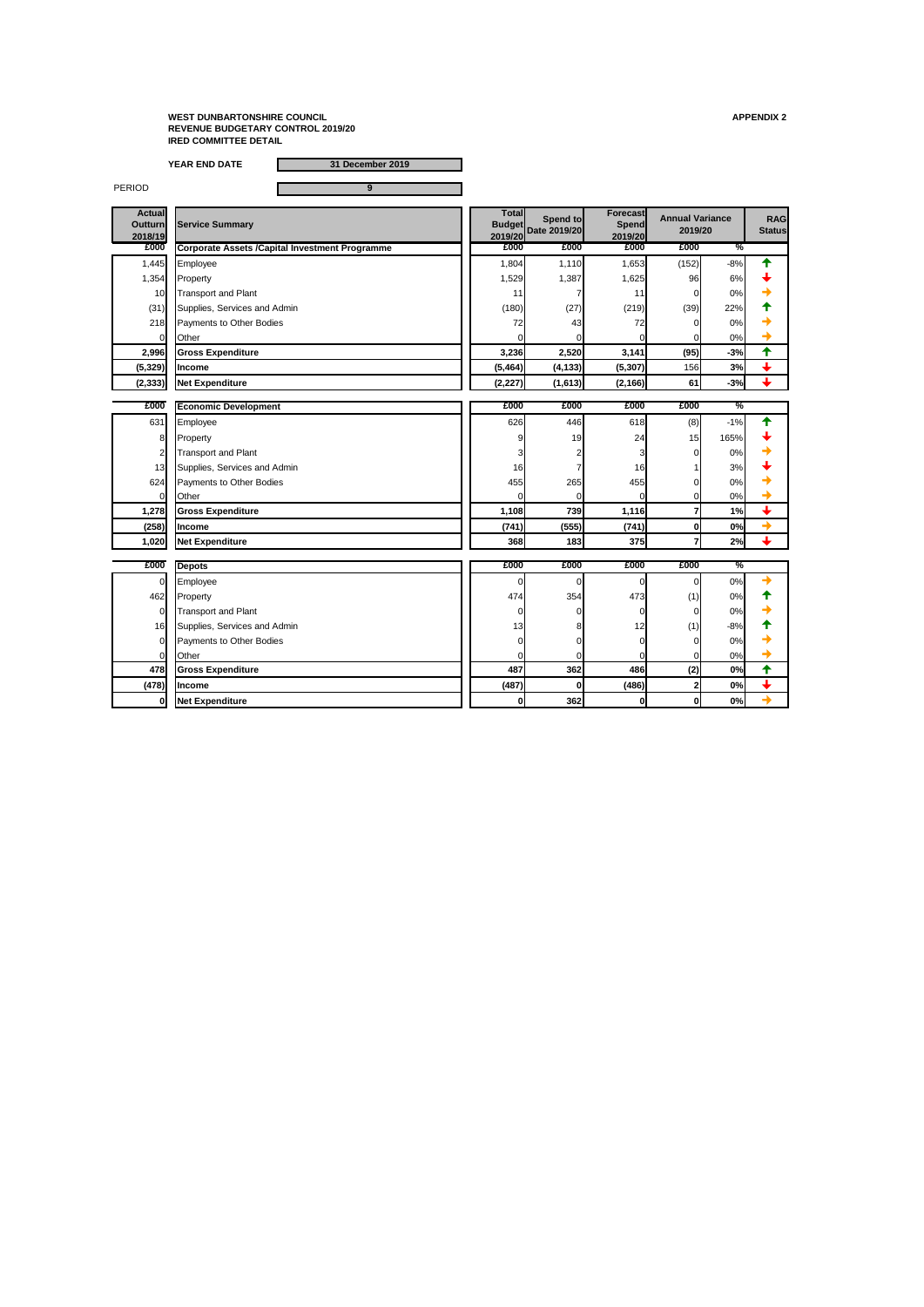**WEST DUNBARTONSHIRE COUNCIL**
**REVENUE BUDGETARY CONTROL 2019/20**
**IRED COMMITTEE DETAIL**

**APPENDIX 2**

**YEAR END DATE** 31 December 2019

PERIOD 9

| Actual Outturn 2018/19 | Service Summary | Total Budget 2019/20 | Spend to Date 2019/20 | Forecast Spend 2019/20 | Annual Variance 2019/20 | | RAG Status |
|---|---|---|---|---|---|---|---|
| £000 | **Corporate Assets /Capital Investment Programme** | £000 | £000 | £000 | £000 | % | |
| 1,445 | Employee | 1,804 | 1,110 | 1,653 | (152) | -8% | ↑ |
| 1,354 | Property | 1,529 | 1,387 | 1,625 | 96 | 6% | ↓ |
| 10 | Transport and Plant | 11 | 7 | 11 | 0 | 0% | → |
| (31) | Supplies, Services and Admin | (180) | (27) | (219) | (39) | 22% | ↑ |
| 218 | Payments to Other Bodies | 72 | 43 | 72 | 0 | 0% | → |
| 0 | Other | 0 | 0 | 0 | 0 | 0% | → |
| **2,996** | **Gross Expenditure** | **3,236** | **2,520** | **3,141** | **(95)** | **-3%** | ↑ |
| **(5,329)** | **Income** | **(5,464)** | **(4,133)** | **(5,307)** | 156 | **3%** | ↓ |
| **(2,333)** | **Net Expenditure** | **(2,227)** | **(1,613)** | **(2,166)** | **61** | **-3%** | ↓ |
| £000 | **Economic Development** | £000 | £000 | £000 | £000 | % | |
| 631 | Employee | 626 | 446 | 618 | (8) | -1% | ↑ |
| 8 | Property | 9 | 19 | 24 | 15 | 165% | ↓ |
| 2 | Transport and Plant | 3 | 2 | 3 | 0 | 0% | → |
| 13 | Supplies, Services and Admin | 16 | 7 | 16 | 1 | 3% | ↓ |
| 624 | Payments to Other Bodies | 455 | 265 | 455 | 0 | 0% | → |
| 0 | Other | 0 | 0 | 0 | 0 | 0% | → |
| **1,278** | **Gross Expenditure** | **1,108** | **739** | **1,116** | **7** | **1%** | ↓ |
| **(258)** | **Income** | **(741)** | **(555)** | **(741)** | **0** | **0%** | → |
| **1,020** | **Net Expenditure** | **368** | **183** | **375** | **7** | **2%** | ↓ |
| £000 | **Depots** | £000 | £000 | £000 | £000 | % | |
| 0 | Employee | 0 | 0 | 0 | 0 | 0% | → |
| 462 | Property | 474 | 354 | 473 | (1) | 0% | ↑ |
| 0 | Transport and Plant | 0 | 0 | 0 | 0 | 0% | → |
| 16 | Supplies, Services and Admin | 13 | 8 | 12 | (1) | -8% | ↑ |
| 0 | Payments to Other Bodies | 0 | 0 | 0 | 0 | 0% | → |
| 0 | Other | 0 | 0 | 0 | 0 | 0% | → |
| **478** | **Gross Expenditure** | **487** | **362** | **486** | **(2)** | **0%** | ↑ |
| **(478)** | **Income** | **(487)** | **0** | **(486)** | **2** | **0%** | ↓ |
| **0** | **Net Expenditure** | **0** | **362** | **0** | **0** | **0%** | → |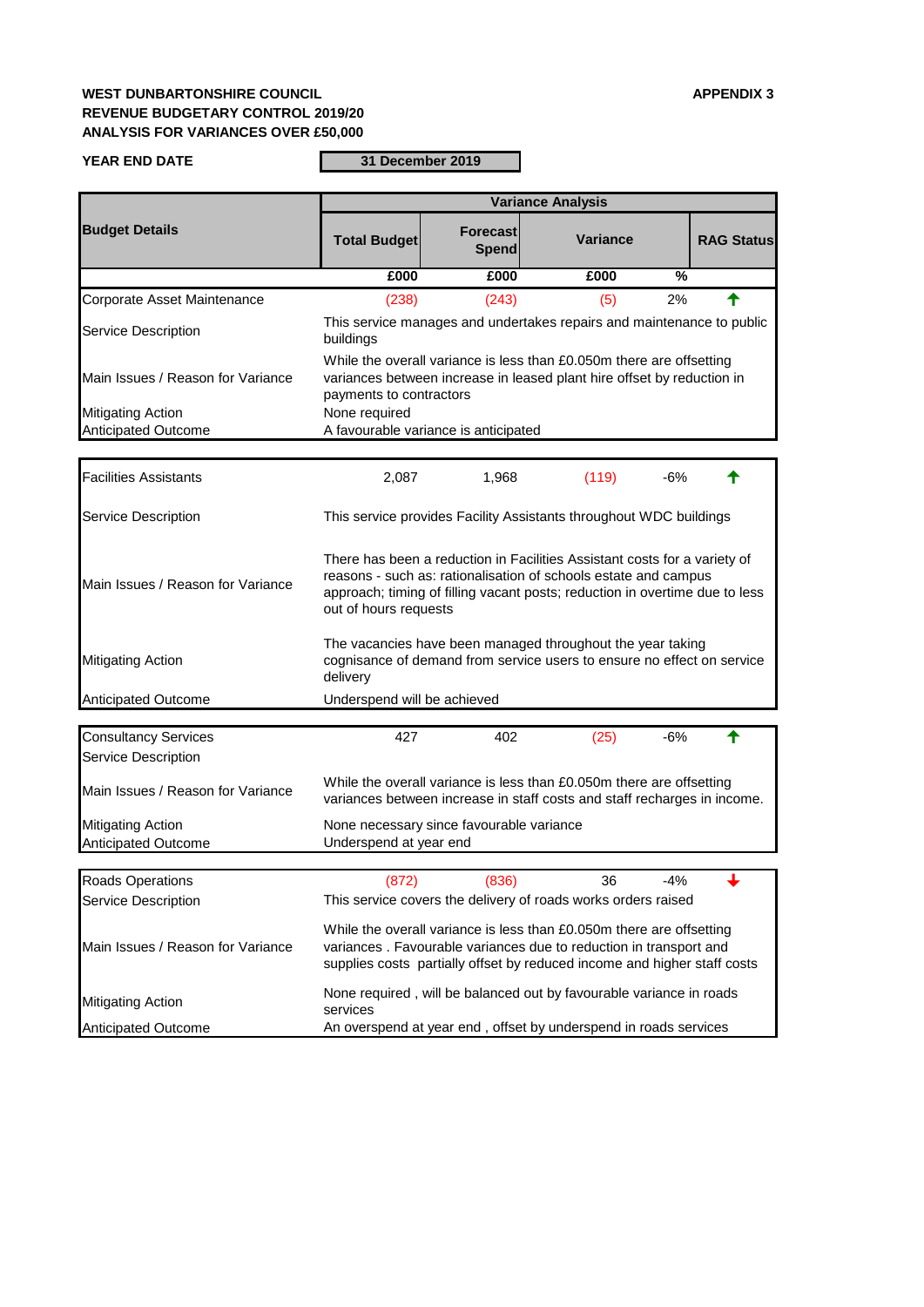**WEST DUNBARTONSHIRE COUNCIL**
**REVENUE BUDGETARY CONTROL 2019/20**
**ANALYSIS FOR VARIANCES OVER £50,000**

**APPENDIX 3**

**YEAR END DATE** | **31 December 2019**

| Budget Details | Total Budget | Forecast Spend | Variance | | RAG Status |
|---|---|---|---|---|---|
| | £000 | £000 | £000 | % | |
| Corporate Asset Maintenance | (238) | (243) | (5) | 2% | ↑ |
| Service Description | This service manages and undertakes repairs and maintenance to public buildings | | | | |
| Main Issues / Reason for Variance | While the overall variance is less than £0.050m there are offsetting variances between increase in leased plant hire offset by reduction in payments to contractors | | | | |
| Mitigating Action | None required | | | | |
| Anticipated Outcome | A favourable variance is anticipated | | | | |

| Budget Details | Total Budget | Forecast Spend | Variance | % | RAG Status |
|---|---|---|---|---|---|
| Facilities Assistants | 2,087 | 1,968 | (119) | -6% | ↑ |
| Service Description | This service provides Facility Assistants throughout WDC buildings | | | | |
| Main Issues / Reason for Variance | There has been a reduction in Facilities Assistant costs for a variety of reasons - such as: rationalisation of schools estate and campus approach; timing of filling vacant posts; reduction in overtime due to less out of hours requests | | | | |
| Mitigating Action | The vacancies have been managed throughout the year taking cognisance of demand from service users to ensure no effect on service delivery | | | | |
| Anticipated Outcome | Underspend will be achieved | | | | |

| Budget Details | Total Budget | Forecast Spend | Variance | % | RAG Status |
|---|---|---|---|---|---|
| Consultancy Services | 427 | 402 | (25) | -6% | ↑ |
| Service Description | | | | | |
| Main Issues / Reason for Variance | While the overall variance is less than £0.050m there are offsetting variances between increase in staff costs and staff recharges in income. | | | | |
| Mitigating Action | None necessary since favourable variance | | | | |
| Anticipated Outcome | Underspend at year end | | | | |

| Budget Details | Total Budget | Forecast Spend | Variance | % | RAG Status |
|---|---|---|---|---|---|
| Roads Operations | (872) | (836) | 36 | -4% | ↓ |
| Service Description | This service covers the delivery of roads works orders raised | | | | |
| Main Issues / Reason for Variance | While the overall variance is less than £0.050m there are offsetting variances . Favourable variances due to reduction in transport and supplies costs partially offset by reduced income and higher staff costs | | | | |
| Mitigating Action | None required , will be balanced out by favourable variance in roads services | | | | |
| Anticipated Outcome | An overspend at year end , offset by underspend in roads services | | | | |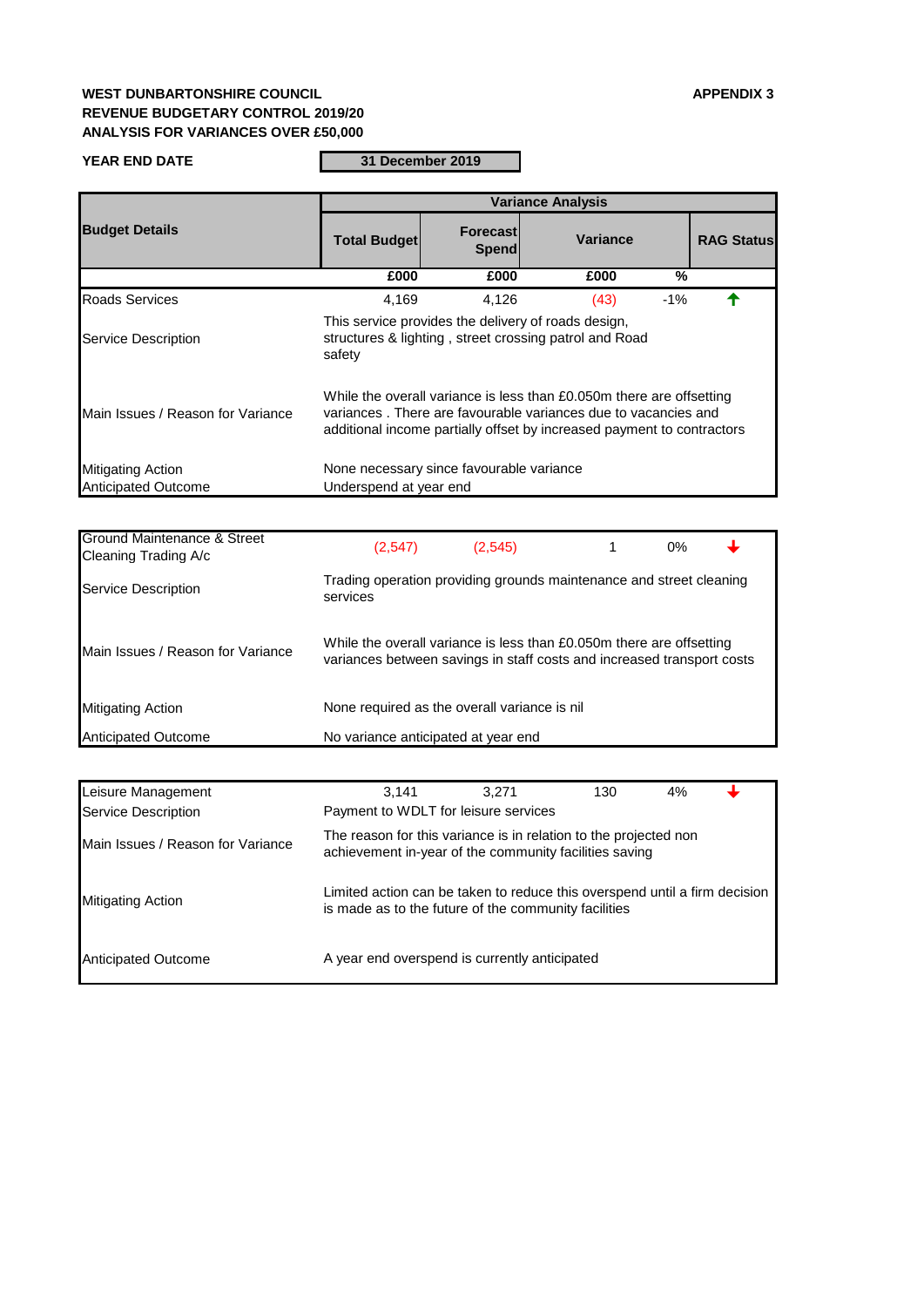**WEST DUNBARTONSHIRE COUNCIL**
**REVENUE BUDGETARY CONTROL 2019/20**
**ANALYSIS FOR VARIANCES OVER £50,000**

**APPENDIX 3**

**YEAR END DATE** | **31 December 2019**

| Budget Details | Total Budget | Forecast Spend | Variance | | RAG Status |
|---|---|---|---|---|---|
| | £000 | £000 | £000 | % | |
| Roads Services | 4,169 | 4,126 | (43) | -1% | ↑ |
| Service Description | This service provides the delivery of roads design, structures & lighting , street crossing patrol and Road safety | | | | |
| Main Issues / Reason for Variance | While the overall variance is less than £0.050m there are offsetting variances . There are favourable variances due to vacancies and additional income partially offset by increased payment to contractors | | | | |
| Mitigating Action | None necessary since favourable variance | | | | |
| Anticipated Outcome | Underspend at year end | | | | |

| Budget Details | Total Budget | Forecast Spend | Variance | % | RAG Status |
|---|---|---|---|---|---|
| Ground Maintenance & Street Cleaning Trading A/c | (2,547) | (2,545) | 1 | 0% | ↓ |
| Service Description | Trading operation providing grounds maintenance and street cleaning services | | | | |
| Main Issues / Reason for Variance | While the overall variance is less than £0.050m there are offsetting variances between savings in staff costs and increased transport costs | | | | |
| Mitigating Action | None required as the overall variance is nil | | | | |
| Anticipated Outcome | No variance anticipated at year end | | | | |

| Budget Details | Total Budget | Forecast Spend | Variance | % | RAG Status |
|---|---|---|---|---|---|
| Leisure Management | 3,141 | 3,271 | 130 | 4% | ↓ |
| Service Description | Payment to WDLT for leisure services | | | | |
| Main Issues / Reason for Variance | The reason for this variance is in relation to the projected non achievement in-year of the community facilities saving | | | | |
| Mitigating Action | Limited action can be taken to reduce this overspend until a firm decision is made as to the future of the community facilities | | | | |
| Anticipated Outcome | A year end overspend is currently anticipated | | | | |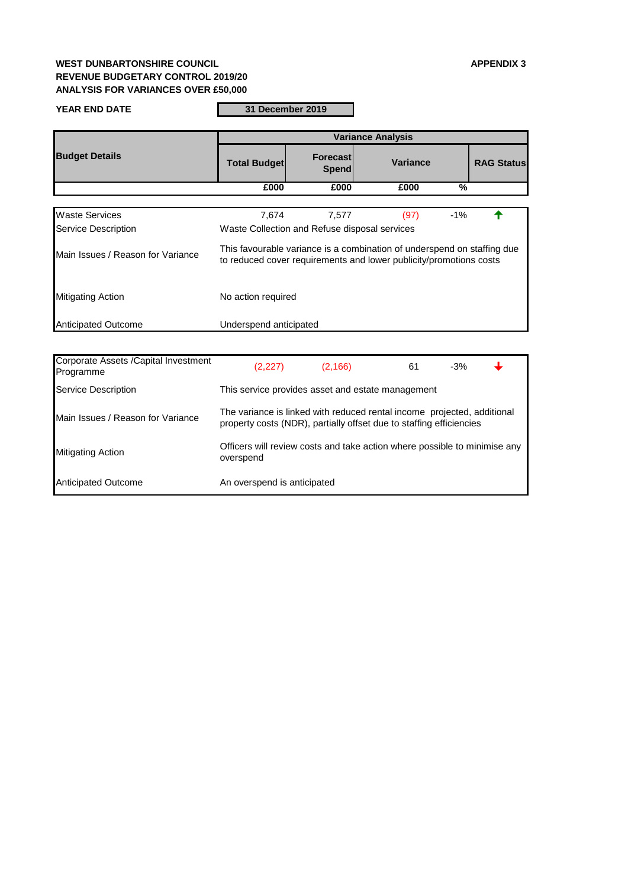**WEST DUNBARTONSHIRE COUNCIL** **APPENDIX 3**

**REVENUE BUDGETARY CONTROL 2019/20**

**ANALYSIS FOR VARIANCES OVER £50,000**

**YEAR END DATE** | **31 December 2019**

| Budget Details | Variance Analysis | | | | |
|---|---|---|---|---|---|
| | Total Budget | Forecast Spend | Variance | | RAG Status |
| | £000 | £000 | £000 | % | |
| Waste Services | 7,674 | 7,577 | (97) | -1% | ↑ |
| Service Description | Waste Collection and Refuse disposal services | | | | |
| Main Issues / Reason for Variance | This favourable variance is a combination of underspend on staffing due to reduced cover requirements and lower publicity/promotions costs | | | | |
| Mitigating Action | No action required | | | | |
| Anticipated Outcome | Underspend anticipated | | | | |
| Corporate Assets /Capital Investment Programme | (2,227) | (2,166) | 61 | -3% | ↓ |
| Service Description | This service provides asset and estate management | | | | |
| Main Issues / Reason for Variance | The variance is linked with reduced rental income projected, additional property costs (NDR), partially offset due to staffing efficiencies | | | | |
| Mitigating Action | Officers will review costs and take action where possible to minimise any overspend | | | | |
| Anticipated Outcome | An overspend is anticipated | | | | |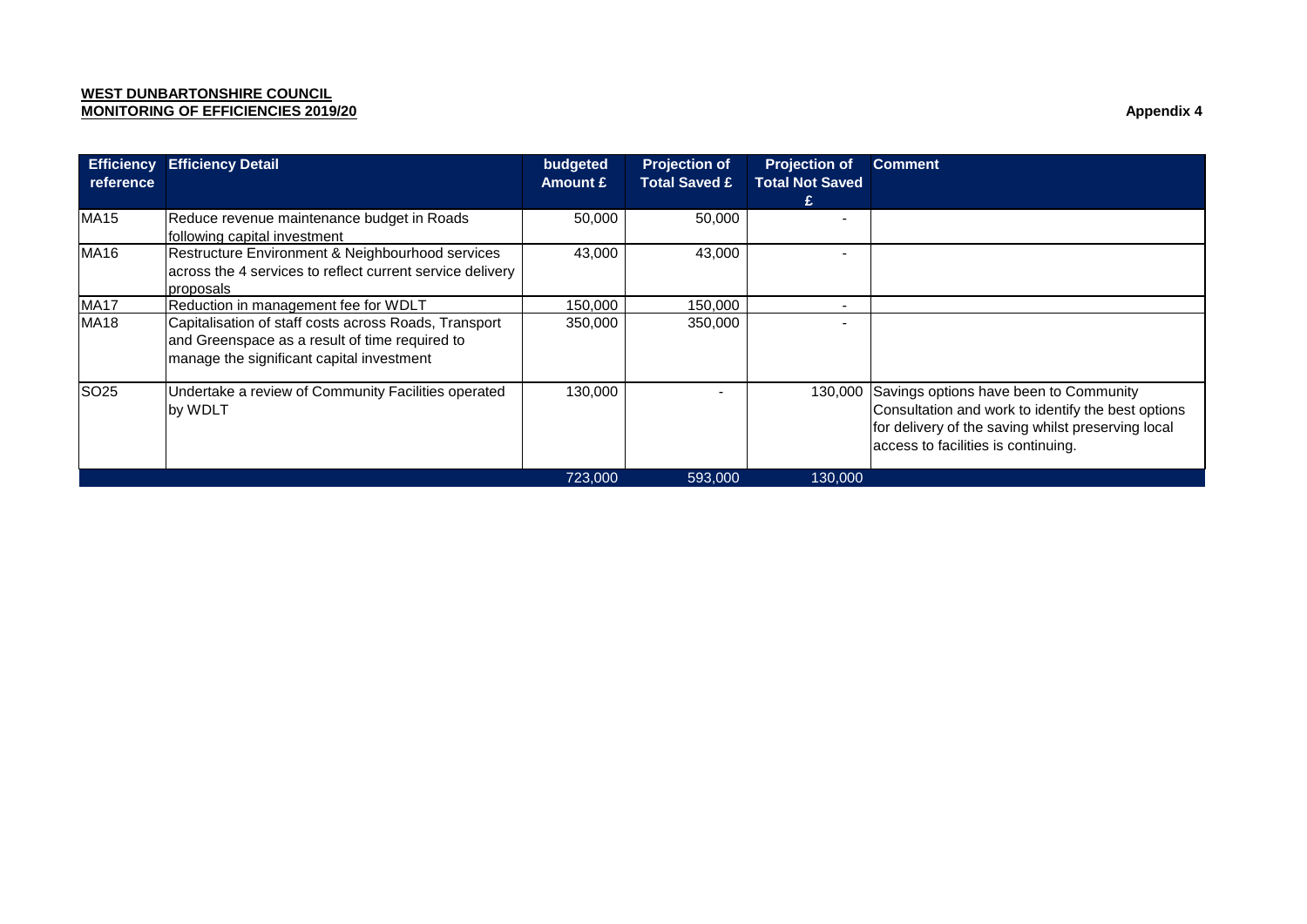**WEST DUNBARTONSHIRE COUNCIL**
**MONITORING OF EFFICIENCIES 2019/20**

**Appendix 4**

| Efficiency reference | Efficiency Detail | budgeted Amount £ | Projection of Total Saved £ | Projection of Total Not Saved £ | Comment |
|---|---|---|---|---|---|
| MA15 | Reduce revenue maintenance budget in Roads following capital investment | 50,000 | 50,000 | - | |
| MA16 | Restructure Environment & Neighbourhood services across the 4 services to reflect current service delivery proposals | 43,000 | 43,000 | - | |
| MA17 | Reduction in management fee for WDLT | 150,000 | 150,000 | - | |
| MA18 | Capitalisation of staff costs across Roads, Transport and Greenspace as a result of time required to manage the significant capital investment | 350,000 | 350,000 | - | |
| SO25 | Undertake a review of Community Facilities operated by WDLT | 130,000 | - | 130,000 | Savings options have been to Community Consultation and work to identify the best options for delivery of the saving whilst preserving local access to facilities is continuing. |
| | | 723,000 | 593,000 | 130,000 | |